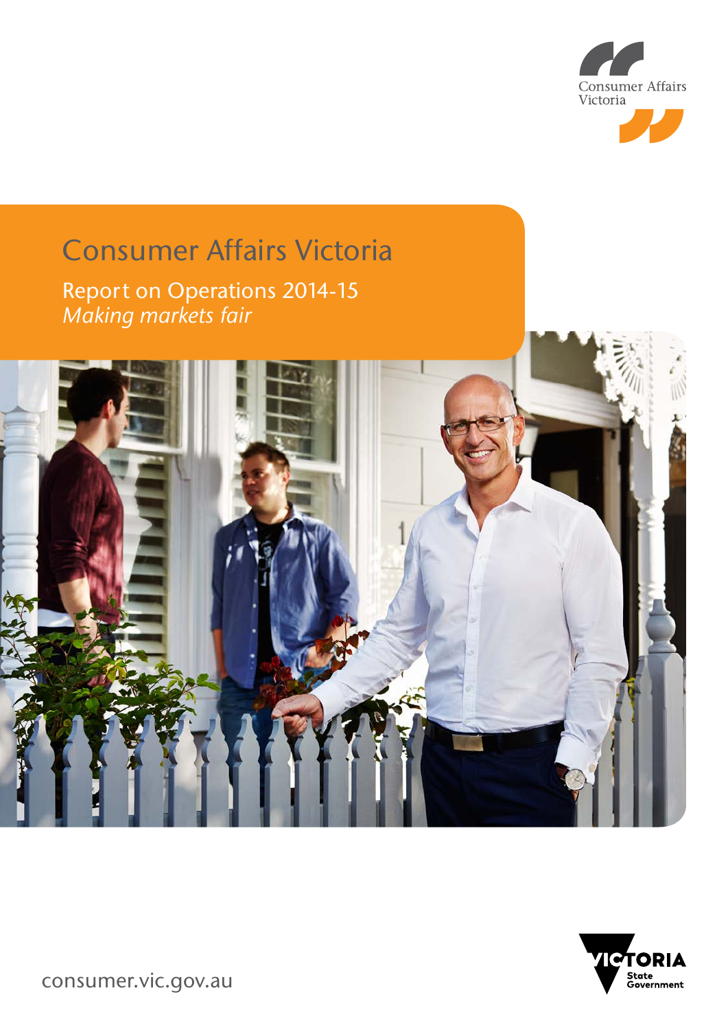Consumer Affairs Victoria

# Consumer Affairs Victoria

## Report on Operations 2014-15

*Making markets fair*

consumer.vic.gov.au

VICTORIA State Government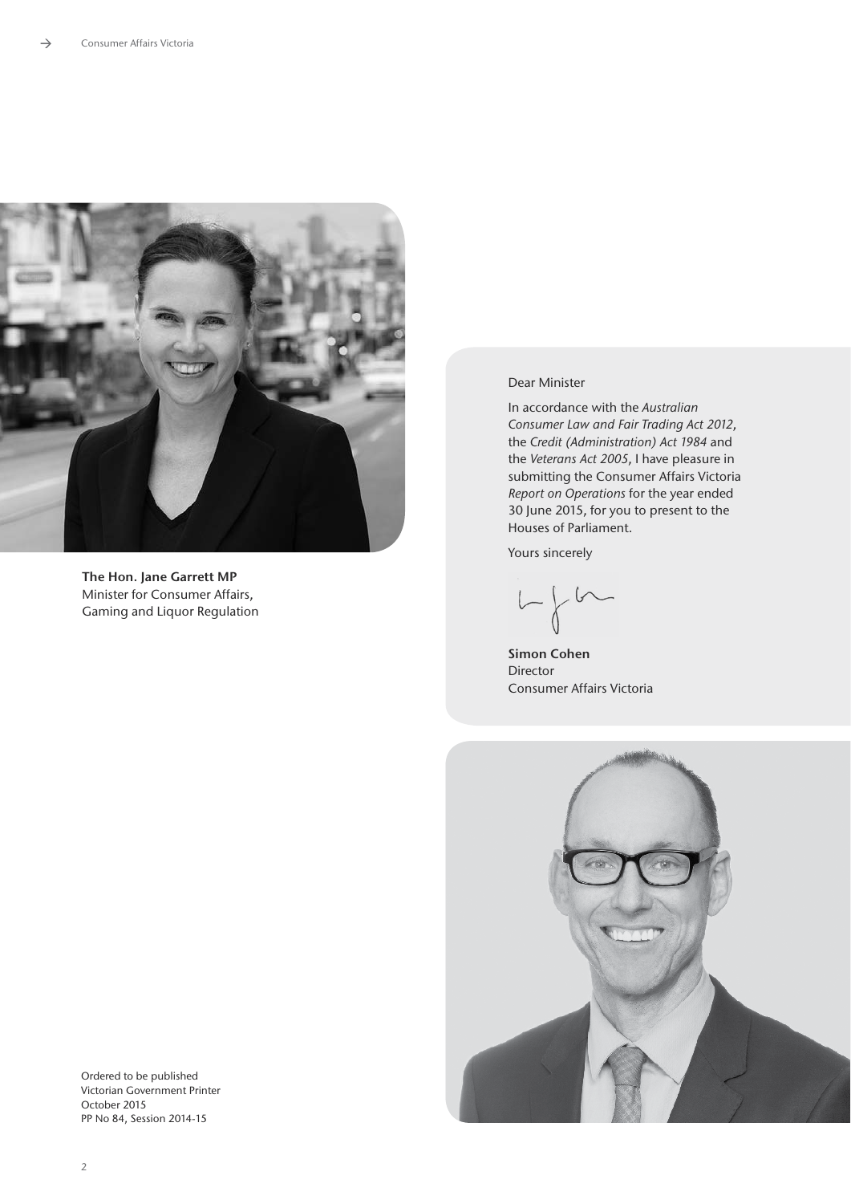**The Hon. Jane Garrett MP**
Minister for Consumer Affairs, Gaming and Liquor Regulation

Dear Minister

In accordance with the *Australian Consumer Law and Fair Trading Act 2012*, the *Credit (Administration) Act 1984* and the *Veterans Act 2005*, I have pleasure in submitting the Consumer Affairs Victoria *Report on Operations* for the year ended 30 June 2015, for you to present to the Houses of Parliament.

Yours sincerely

**Simon Cohen**
Director
Consumer Affairs Victoria

Ordered to be published
Victorian Government Printer
October 2015
PP No 84, Session 2014-15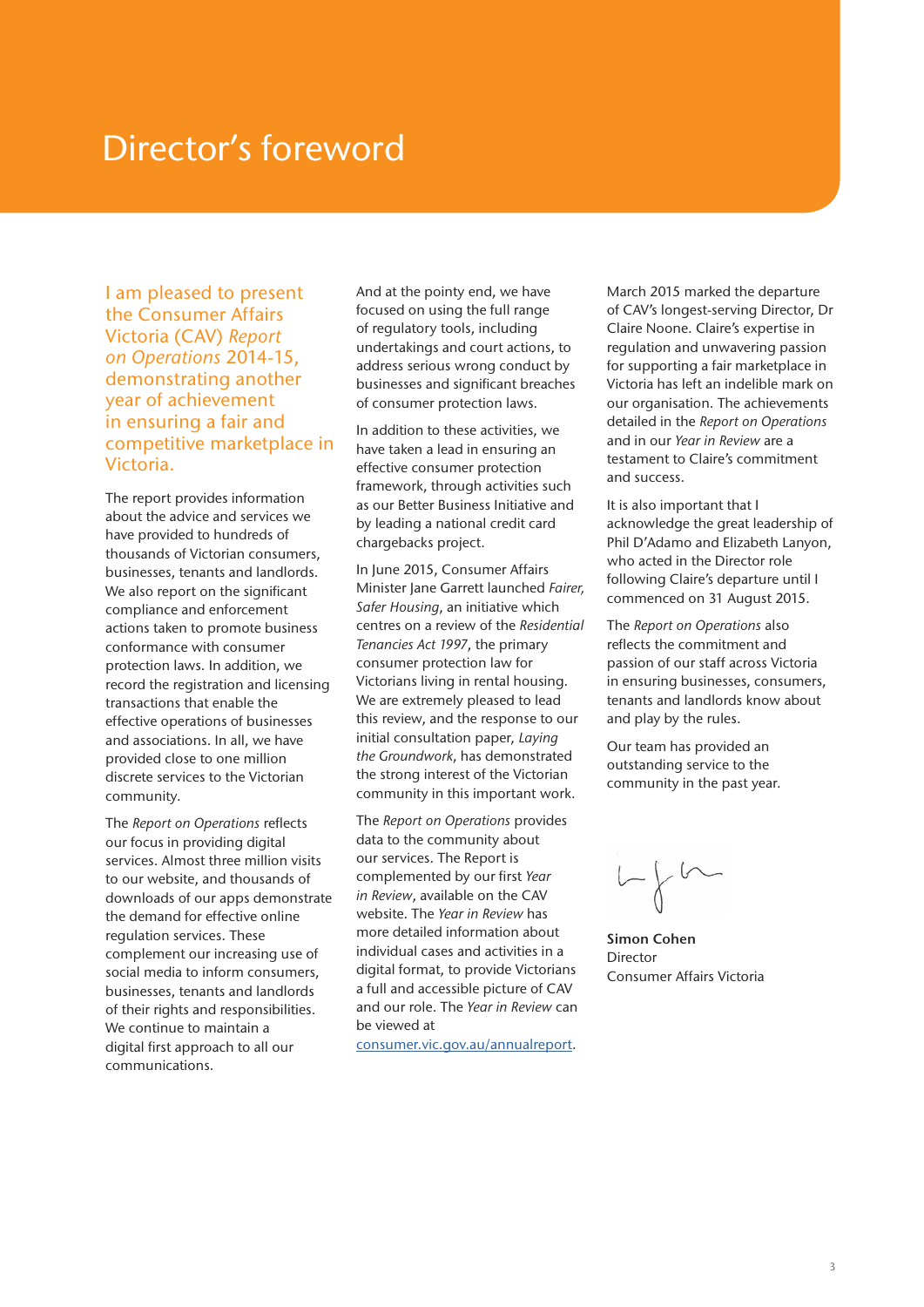# Director's foreword

I am pleased to present the Consumer Affairs Victoria (CAV) *Report on Operations* 2014-15, demonstrating another year of achievement in ensuring a fair and competitive marketplace in Victoria.

The report provides information about the advice and services we have provided to hundreds of thousands of Victorian consumers, businesses, tenants and landlords. We also report on the significant compliance and enforcement actions taken to promote business conformance with consumer protection laws. In addition, we record the registration and licensing transactions that enable the effective operations of businesses and associations. In all, we have provided close to one million discrete services to the Victorian community.

The *Report on Operations* reflects our focus in providing digital services. Almost three million visits to our website, and thousands of downloads of our apps demonstrate the demand for effective online regulation services. These complement our increasing use of social media to inform consumers, businesses, tenants and landlords of their rights and responsibilities. We continue to maintain a digital first approach to all our communications.

And at the pointy end, we have focused on using the full range of regulatory tools, including undertakings and court actions, to address serious wrong conduct by businesses and significant breaches of consumer protection laws.

In addition to these activities, we have taken a lead in ensuring an effective consumer protection framework, through activities such as our Better Business Initiative and by leading a national credit card chargebacks project.

In June 2015, Consumer Affairs Minister Jane Garrett launched *Fairer, Safer Housing*, an initiative which centres on a review of the *Residential Tenancies Act 1997*, the primary consumer protection law for Victorians living in rental housing. We are extremely pleased to lead this review, and the response to our initial consultation paper, *Laying the Groundwork*, has demonstrated the strong interest of the Victorian community in this important work.

The *Report on Operations* provides data to the community about our services. The Report is complemented by our first *Year in Review*, available on the CAV website. The *Year in Review* has more detailed information about individual cases and activities in a digital format, to provide Victorians a full and accessible picture of CAV and our role. The *Year in Review* can be viewed at consumer.vic.gov.au/annualreport.

March 2015 marked the departure of CAV's longest-serving Director, Dr Claire Noone. Claire's expertise in regulation and unwavering passion for supporting a fair marketplace in Victoria has left an indelible mark on our organisation. The achievements detailed in the *Report on Operations* and in our *Year in Review* are a testament to Claire's commitment and success.

It is also important that I acknowledge the great leadership of Phil D'Adamo and Elizabeth Lanyon, who acted in the Director role following Claire's departure until I commenced on 31 August 2015.

The *Report on Operations* also reflects the commitment and passion of our staff across Victoria in ensuring businesses, consumers, tenants and landlords know about and play by the rules.

Our team has provided an outstanding service to the community in the past year.

**Simon Cohen**
Director
Consumer Affairs Victoria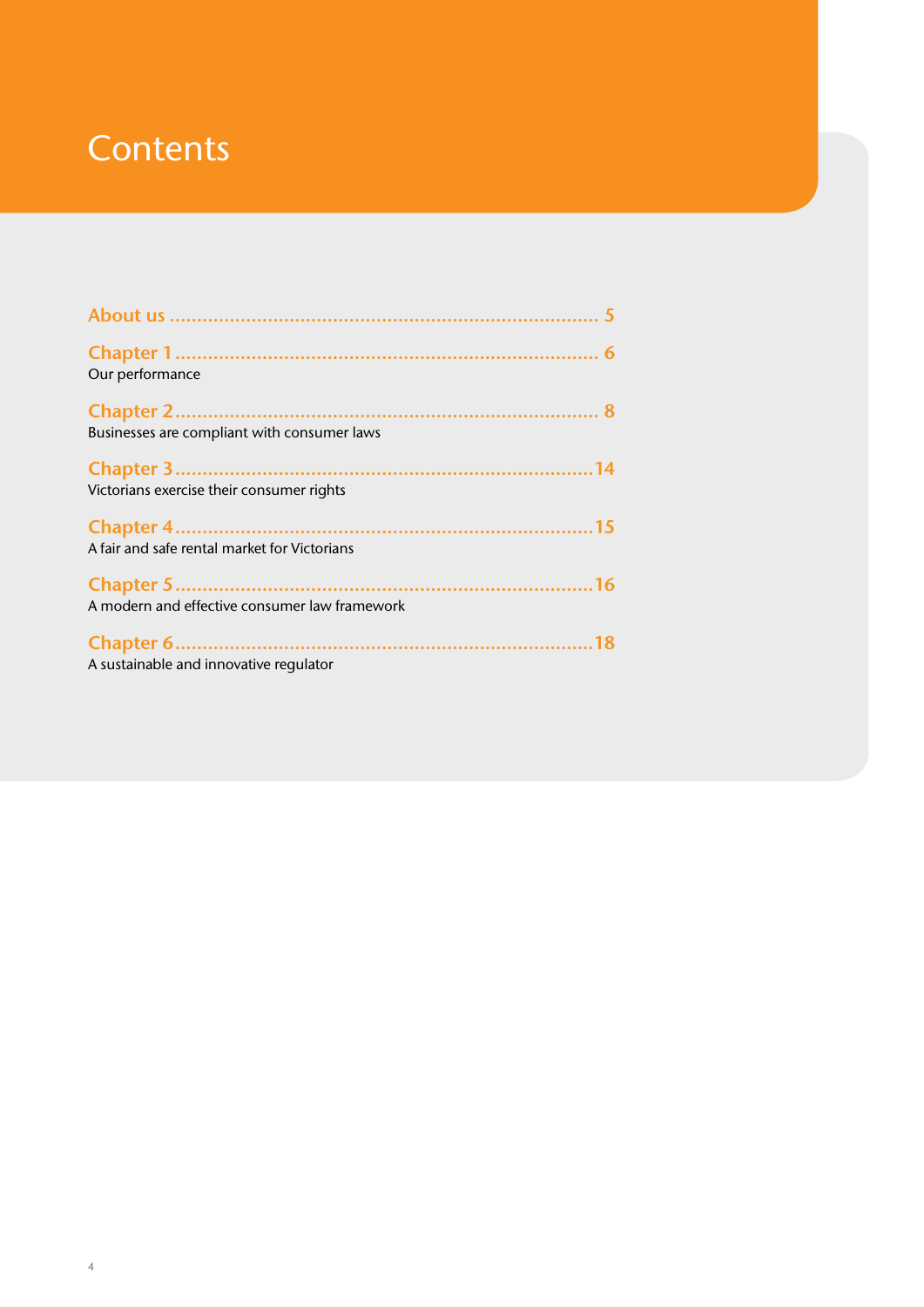# Contents

About us ... 5

Chapter 1 ... 6
Our performance

Chapter 2 ... 8
Businesses are compliant with consumer laws

Chapter 3 ... 14
Victorians exercise their consumer rights

Chapter 4 ... 15
A fair and safe rental market for Victorians

Chapter 5 ... 16
A modern and effective consumer law framework

Chapter 6 ... 18
A sustainable and innovative regulator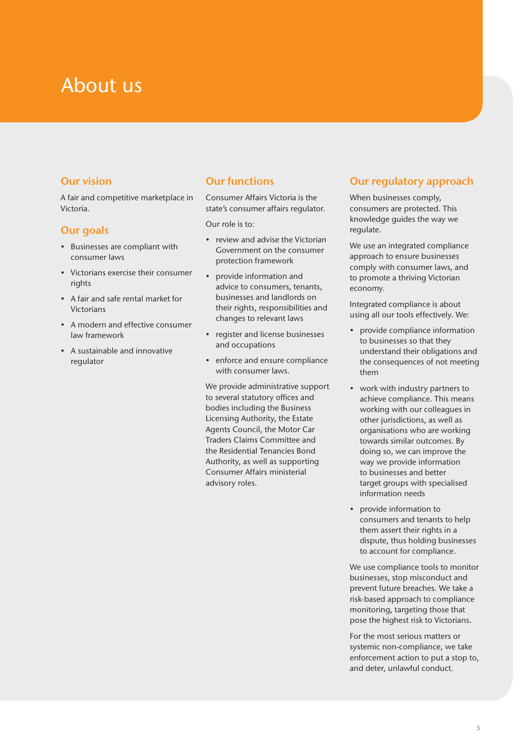# About us

## Our vision

A fair and competitive marketplace in Victoria.

## Our goals

- Businesses are compliant with consumer laws
- Victorians exercise their consumer rights
- A fair and safe rental market for Victorians
- A modern and effective consumer law framework
- A sustainable and innovative regulator

## Our functions

Consumer Affairs Victoria is the state's consumer affairs regulator.

Our role is to:

- review and advise the Victorian Government on the consumer protection framework
- provide information and advice to consumers, tenants, businesses and landlords on their rights, responsibilities and changes to relevant laws
- register and license businesses and occupations
- enforce and ensure compliance with consumer laws.

We provide administrative support to several statutory offices and bodies including the Business Licensing Authority, the Estate Agents Council, the Motor Car Traders Claims Committee and the Residential Tenancies Bond Authority, as well as supporting Consumer Affairs ministerial advisory roles.

## Our regulatory approach

When businesses comply, consumers are protected. This knowledge guides the way we regulate.

We use an integrated compliance approach to ensure businesses comply with consumer laws, and to promote a thriving Victorian economy.

Integrated compliance is about using all our tools effectively. We:

- provide compliance information to businesses so that they understand their obligations and the consequences of not meeting them
- work with industry partners to achieve compliance. This means working with our colleagues in other jurisdictions, as well as organisations who are working towards similar outcomes. By doing so, we can improve the way we provide information to businesses and better target groups with specialised information needs
- provide information to consumers and tenants to help them assert their rights in a dispute, thus holding businesses to account for compliance.

We use compliance tools to monitor businesses, stop misconduct and prevent future breaches. We take a risk-based approach to compliance monitoring, targeting those that pose the highest risk to Victorians.

For the most serious matters or systemic non-compliance, we take enforcement action to put a stop to, and deter, unlawful conduct.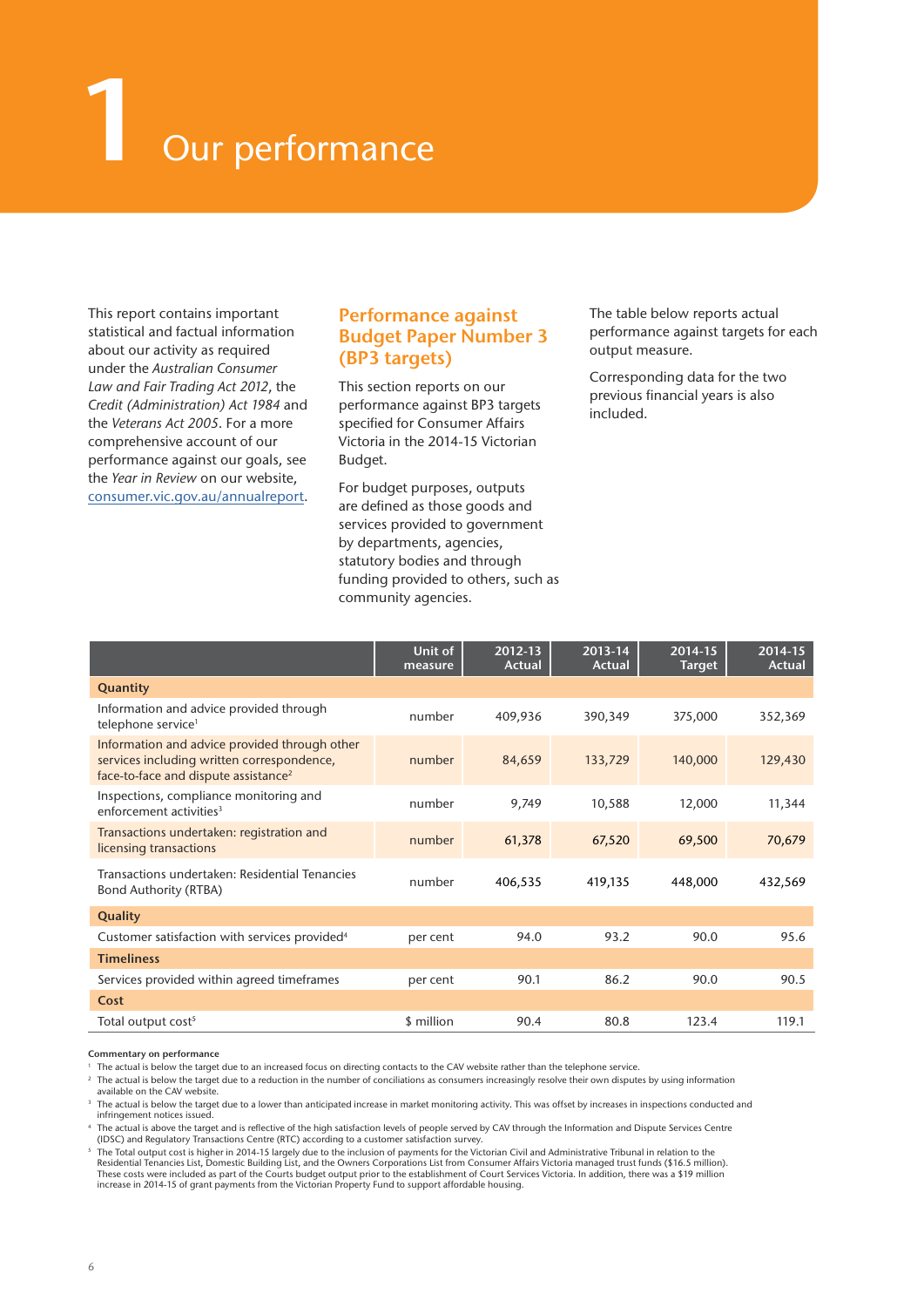# 1 Our performance

This report contains important statistical and factual information about our activity as required under the *Australian Consumer Law and Fair Trading Act 2012*, the *Credit (Administration) Act 1984* and the *Veterans Act 2005*. For a more comprehensive account of our performance against our goals, see the *Year in Review* on our website, consumer.vic.gov.au/annualreport.

## Performance against Budget Paper Number 3 (BP3 targets)

This section reports on our performance against BP3 targets specified for Consumer Affairs Victoria in the 2014-15 Victorian Budget.

For budget purposes, outputs are defined as those goods and services provided to government by departments, agencies, statutory bodies and through funding provided to others, such as community agencies.

The table below reports actual performance against targets for each output measure.

Corresponding data for the two previous financial years is also included.

| | Unit of measure | 2012-13 Actual | 2013-14 Actual | 2014-15 Target | 2014-15 Actual |
|---|---|---|---|---|---|
| **Quantity** | | | | | |
| Information and advice provided through telephone service[1] | number | 409,936 | 390,349 | 375,000 | 352,369 |
| Information and advice provided through other services including written correspondence, face-to-face and dispute assistance[2] | number | 84,659 | 133,729 | 140,000 | 129,430 |
| Inspections, compliance monitoring and enforcement activities[3] | number | 9,749 | 10,588 | 12,000 | 11,344 |
| Transactions undertaken: registration and licensing transactions | number | 61,378 | 67,520 | 69,500 | 70,679 |
| Transactions undertaken: Residential Tenancies Bond Authority (RTBA) | number | 406,535 | 419,135 | 448,000 | 432,569 |
| **Quality** | | | | | |
| Customer satisfaction with services provided[4] | per cent | 94.0 | 93.2 | 90.0 | 95.6 |
| **Timeliness** | | | | | |
| Services provided within agreed timeframes | per cent | 90.1 | 86.2 | 90.0 | 90.5 |
| **Cost** | | | | | |
| Total output cost[5] | $ million | 90.4 | 80.8 | 123.4 | 119.1 |

**Commentary on performance**

[1] The actual is below the target due to an increased focus on directing contacts to the CAV website rather than the telephone service.

[2] The actual is below the target due to a reduction in the number of conciliations as consumers increasingly resolve their own disputes by using information available on the CAV website.

[3] The actual is below the target due to a lower than anticipated increase in market monitoring activity. This was offset by increases in inspections conducted and infringement notices issued.

[4] The actual is above the target and is reflective of the high satisfaction levels of people served by CAV through the Information and Dispute Services Centre (IDSC) and Regulatory Transactions Centre (RTC) according to a customer satisfaction survey.

[5] The Total output cost is higher in 2014-15 largely due to the inclusion of payments for the Victorian Civil and Administrative Tribunal in relation to the Residential Tenancies List, Domestic Building List, and the Owners Corporations List from Consumer Affairs Victoria managed trust funds ($16.5 million). These costs were included as part of the Courts budget output prior to the establishment of Court Services Victoria. In addition, there was a $19 million increase in 2014-15 of grant payments from the Victorian Property Fund to support affordable housing.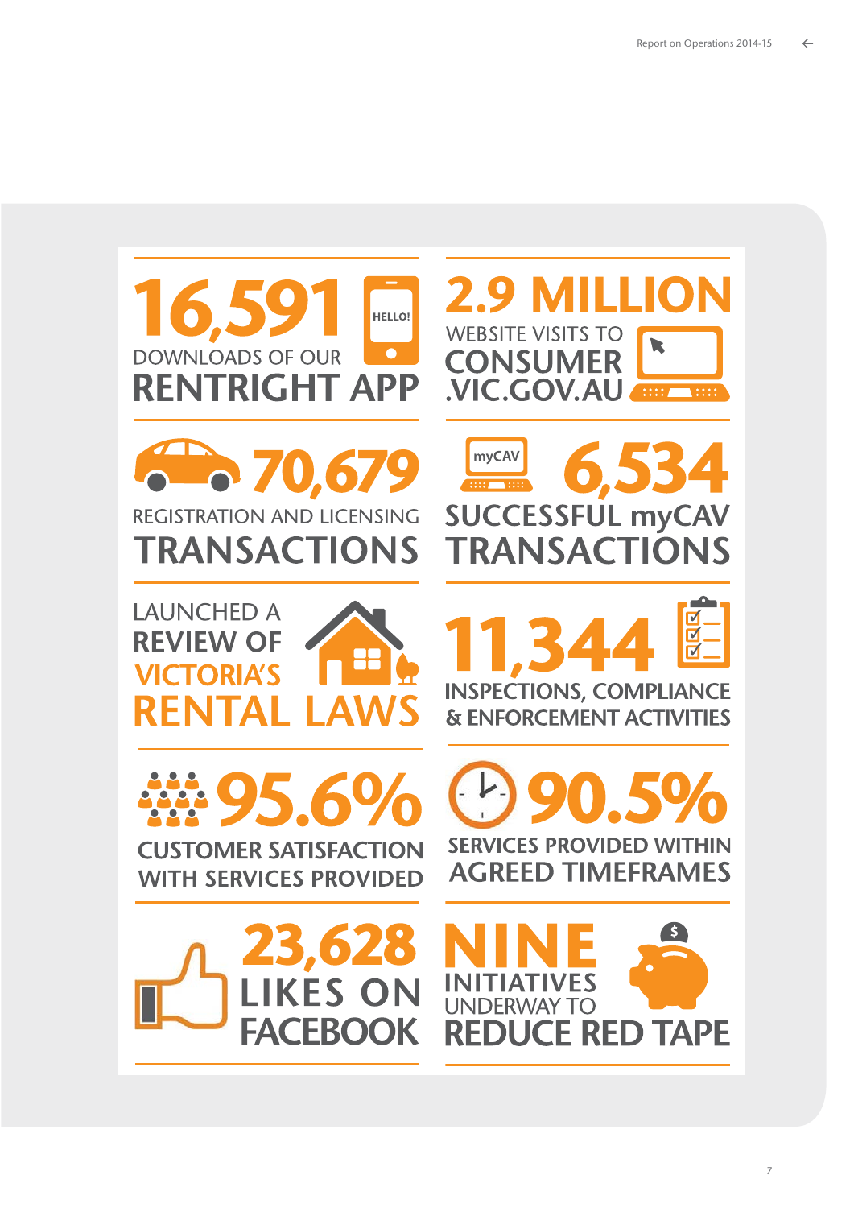**16,591**
DOWNLOADS OF OUR **RENTRIGHT APP**

**2.9 MILLION**
WEBSITE VISITS TO **CONSUMER.VIC.GOV.AU**

**70,679**
REGISTRATION AND LICENSING **TRANSACTIONS**

**6,534**
**SUCCESSFUL myCAV TRANSACTIONS**

LAUNCHED A **REVIEW OF VICTORIA'S RENTAL LAWS**

**11,344**
**INSPECTIONS, COMPLIANCE & ENFORCEMENT ACTIVITIES**

**95.6%**
**CUSTOMER SATISFACTION WITH SERVICES PROVIDED**

**90.5%**
**SERVICES PROVIDED WITHIN AGREED TIMEFRAMES**

**23,628**
**LIKES ON FACEBOOK**

**NINE**
**INITIATIVES** UNDERWAY TO **REDUCE RED TAPE**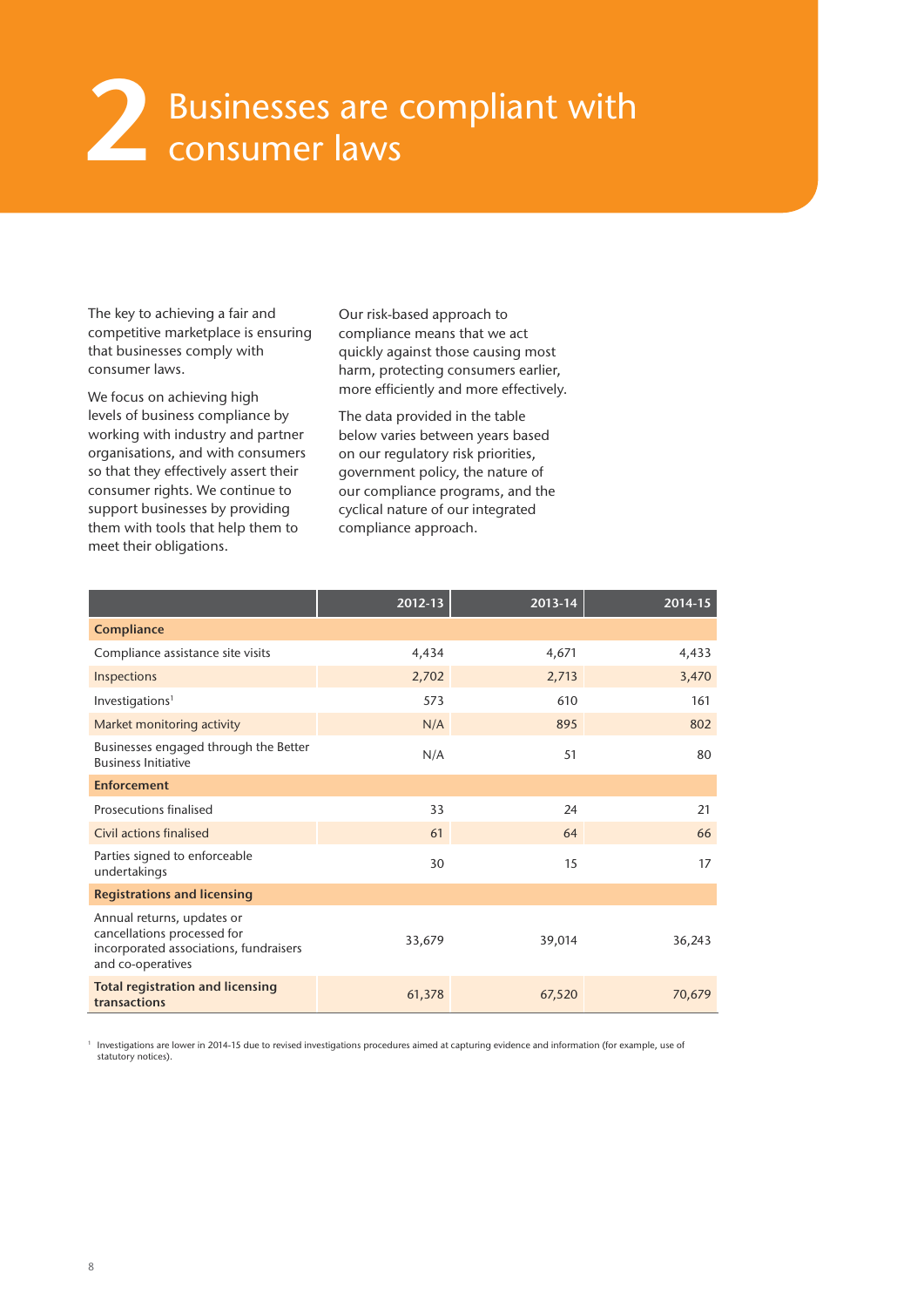# 2 Businesses are compliant with consumer laws

The key to achieving a fair and competitive marketplace is ensuring that businesses comply with consumer laws.

We focus on achieving high levels of business compliance by working with industry and partner organisations, and with consumers so that they effectively assert their consumer rights. We continue to support businesses by providing them with tools that help them to meet their obligations.

Our risk-based approach to compliance means that we act quickly against those causing most harm, protecting consumers earlier, more efficiently and more effectively.

The data provided in the table below varies between years based on our regulatory risk priorities, government policy, the nature of our compliance programs, and the cyclical nature of our integrated compliance approach.

| | 2012-13 | 2013-14 | 2014-15 |
|---|---|---|---|
| **Compliance** | | | |
| Compliance assistance site visits | 4,434 | 4,671 | 4,433 |
| Inspections | 2,702 | 2,713 | 3,470 |
| Investigations[1] | 573 | 610 | 161 |
| Market monitoring activity | N/A | 895 | 802 |
| Businesses engaged through the Better Business Initiative | N/A | 51 | 80 |
| **Enforcement** | | | |
| Prosecutions finalised | 33 | 24 | 21 |
| Civil actions finalised | 61 | 64 | 66 |
| Parties signed to enforceable undertakings | 30 | 15 | 17 |
| **Registrations and licensing** | | | |
| Annual returns, updates or cancellations processed for incorporated associations, fundraisers and co-operatives | 33,679 | 39,014 | 36,243 |
| **Total registration and licensing transactions** | 61,378 | 67,520 | 70,679 |

[1] Investigations are lower in 2014-15 due to revised investigations procedures aimed at capturing evidence and information (for example, use of statutory notices).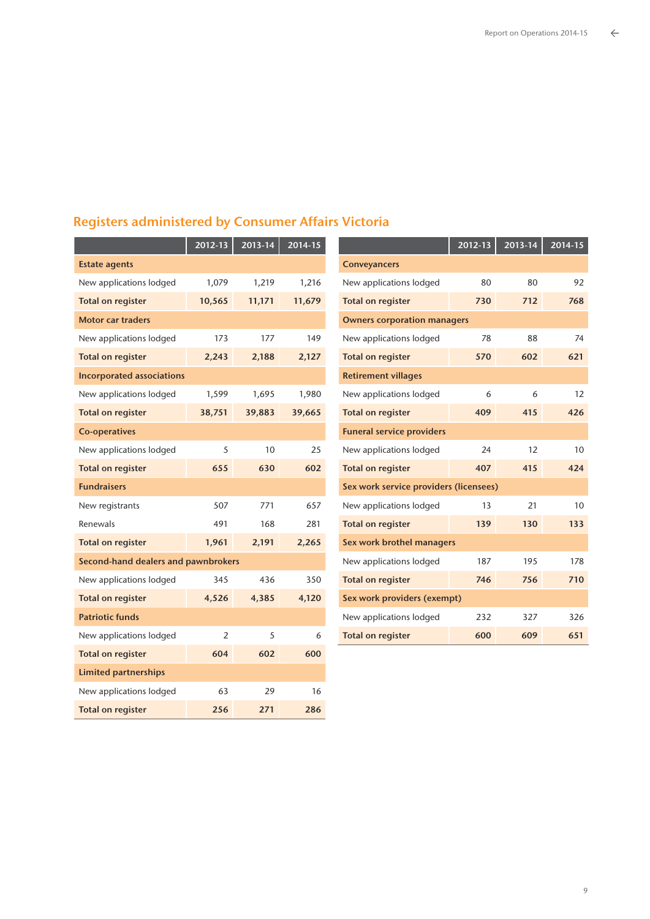## Registers administered by Consumer Affairs Victoria

| | 2012-13 | 2013-14 | 2014-15 |
|---|---|---|---|
| **Estate agents** | | | |
| New applications lodged | 1,079 | 1,219 | 1,216 |
| **Total on register** | **10,565** | **11,171** | **11,679** |
| **Motor car traders** | | | |
| New applications lodged | 173 | 177 | 149 |
| **Total on register** | **2,243** | **2,188** | **2,127** |
| **Incorporated associations** | | | |
| New applications lodged | 1,599 | 1,695 | 1,980 |
| **Total on register** | **38,751** | **39,883** | **39,665** |
| **Co-operatives** | | | |
| New applications lodged | 5 | 10 | 25 |
| **Total on register** | **655** | **630** | **602** |
| **Fundraisers** | | | |
| New registrants | 507 | 771 | 657 |
| Renewals | 491 | 168 | 281 |
| **Total on register** | **1,961** | **2,191** | **2,265** |
| **Second-hand dealers and pawnbrokers** | | | |
| New applications lodged | 345 | 436 | 350 |
| **Total on register** | **4,526** | **4,385** | **4,120** |
| **Patriotic funds** | | | |
| New applications lodged | 2 | 5 | 6 |
| **Total on register** | **604** | **602** | **600** |
| **Limited partnerships** | | | |
| New applications lodged | 63 | 29 | 16 |
| **Total on register** | **256** | **271** | **286** |

| | 2012-13 | 2013-14 | 2014-15 |
|---|---|---|---|
| **Conveyancers** | | | |
| New applications lodged | 80 | 80 | 92 |
| **Total on register** | **730** | **712** | **768** |
| **Owners corporation managers** | | | |
| New applications lodged | 78 | 88 | 74 |
| **Total on register** | **570** | **602** | **621** |
| **Retirement villages** | | | |
| New applications lodged | 6 | 6 | 12 |
| **Total on register** | **409** | **415** | **426** |
| **Funeral service providers** | | | |
| New applications lodged | 24 | 12 | 10 |
| **Total on register** | **407** | **415** | **424** |
| **Sex work service providers (licensees)** | | | |
| New applications lodged | 13 | 21 | 10 |
| **Total on register** | **139** | **130** | **133** |
| **Sex work brothel managers** | | | |
| New applications lodged | 187 | 195 | 178 |
| **Total on register** | **746** | **756** | **710** |
| **Sex work providers (exempt)** | | | |
| New applications lodged | 232 | 327 | 326 |
| **Total on register** | **600** | **609** | **651** |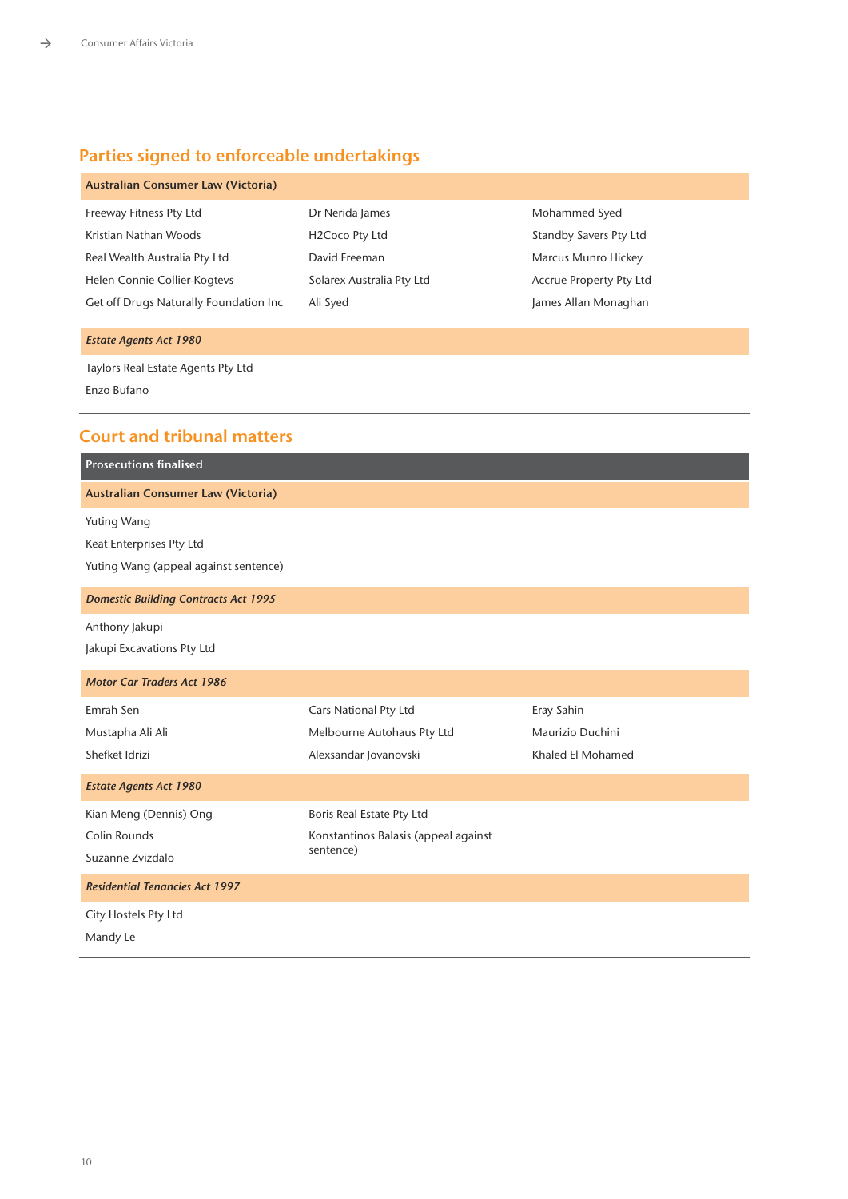## Parties signed to enforceable undertakings

**Australian Consumer Law (Victoria)**

- Freeway Fitness Pty Ltd
- Kristian Nathan Woods
- Real Wealth Australia Pty Ltd
- Helen Connie Collier-Kogtevs
- Get off Drugs Naturally Foundation Inc
- Dr Nerida James
- H2Coco Pty Ltd
- David Freeman
- Solarex Australia Pty Ltd
- Ali Syed
- Mohammed Syed
- Standby Savers Pty Ltd
- Marcus Munro Hickey
- Accrue Property Pty Ltd
- James Allan Monaghan

***Estate Agents Act 1980***

- Taylors Real Estate Agents Pty Ltd
- Enzo Bufano

## Court and tribunal matters

### Prosecutions finalised

**Australian Consumer Law (Victoria)**

- Yuting Wang
- Keat Enterprises Pty Ltd
- Yuting Wang (appeal against sentence)

***Domestic Building Contracts Act 1995***

- Anthony Jakupi
- Jakupi Excavations Pty Ltd

***Motor Car Traders Act 1986***

- Emrah Sen
- Mustapha Ali Ali
- Shefket Idrizi
- Cars National Pty Ltd
- Melbourne Autohaus Pty Ltd
- Alexsandar Jovanovski
- Eray Sahin
- Maurizio Duchini
- Khaled El Mohamed

***Estate Agents Act 1980***

- Kian Meng (Dennis) Ong
- Colin Rounds
- Suzanne Zvizdalo
- Boris Real Estate Pty Ltd
- Konstantinos Balasis (appeal against sentence)

***Residential Tenancies Act 1997***

- City Hostels Pty Ltd
- Mandy Le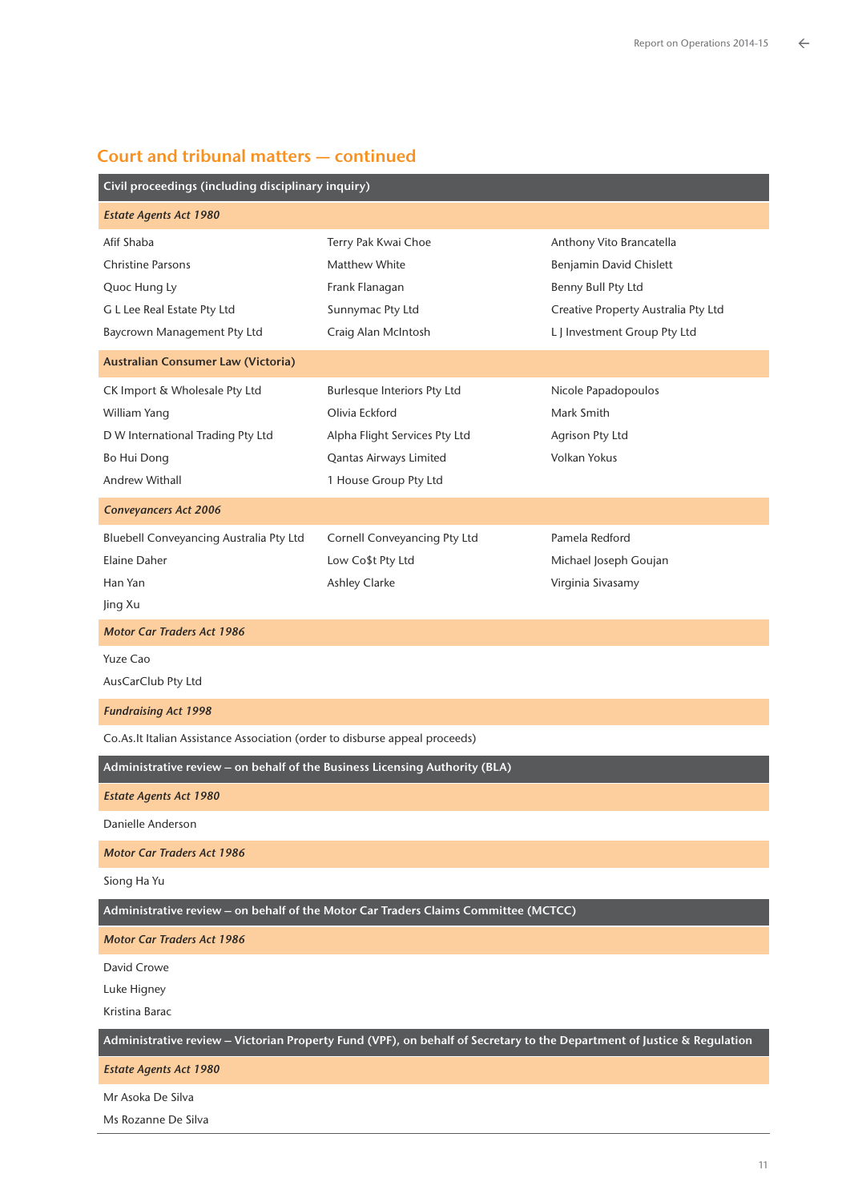## Court and tribunal matters — continued

### Civil proceedings (including disciplinary inquiry)

*Estate Agents Act 1980*

| | | |
|---|---|---|
| Afif Shaba | Terry Pak Kwai Choe | Anthony Vito Brancatella |
| Christine Parsons | Matthew White | Benjamin David Chislett |
| Quoc Hung Ly | Frank Flanagan | Benny Bull Pty Ltd |
| G L Lee Real Estate Pty Ltd | Sunnymac Pty Ltd | Creative Property Australia Pty Ltd |
| Baycrown Management Pty Ltd | Craig Alan McIntosh | L J Investment Group Pty Ltd |

**Australian Consumer Law (Victoria)**

| | | |
|---|---|---|
| CK Import & Wholesale Pty Ltd | Burlesque Interiors Pty Ltd | Nicole Papadopoulos |
| William Yang | Olivia Eckford | Mark Smith |
| D W International Trading Pty Ltd | Alpha Flight Services Pty Ltd | Agrison Pty Ltd |
| Bo Hui Dong | Qantas Airways Limited | Volkan Yokus |
| Andrew Withall | 1 House Group Pty Ltd | |

*Conveyancers Act 2006*

| | | |
|---|---|---|
| Bluebell Conveyancing Australia Pty Ltd | Cornell Conveyancing Pty Ltd | Pamela Redford |
| Elaine Daher | Low Co$t Pty Ltd | Michael Joseph Goujan |
| Han Yan | Ashley Clarke | Virginia Sivasamy |
| Jing Xu | | |

*Motor Car Traders Act 1986*

Yuze Cao

AusCarClub Pty Ltd

*Fundraising Act 1998*

Co.As.It Italian Assistance Association (order to disburse appeal proceeds)

### Administrative review – on behalf of the Business Licensing Authority (BLA)

*Estate Agents Act 1980*

Danielle Anderson

*Motor Car Traders Act 1986*

Siong Ha Yu

### Administrative review – on behalf of the Motor Car Traders Claims Committee (MCTCC)

*Motor Car Traders Act 1986*

David Crowe

Luke Higney

Kristina Barac

### Administrative review – Victorian Property Fund (VPF), on behalf of Secretary to the Department of Justice & Regulation

*Estate Agents Act 1980*

Mr Asoka De Silva

Ms Rozanne De Silva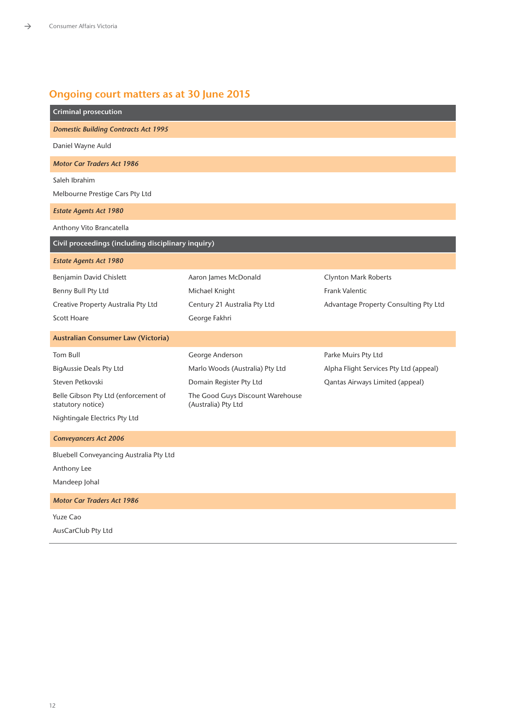## Ongoing court matters as at 30 June 2015

### Criminal prosecution

***Domestic Building Contracts Act 1995***

Daniel Wayne Auld

***Motor Car Traders Act 1986***

Saleh Ibrahim

Melbourne Prestige Cars Pty Ltd

***Estate Agents Act 1980***

Anthony Vito Brancatella

### Civil proceedings (including disciplinary inquiry)

***Estate Agents Act 1980***

Benjamin David Chislett

Benny Bull Pty Ltd

Creative Property Australia Pty Ltd

Scott Hoare

Aaron James McDonald

Michael Knight

Century 21 Australia Pty Ltd

George Fakhri

Clynton Mark Roberts

Frank Valentic

Advantage Property Consulting Pty Ltd

**Australian Consumer Law (Victoria)**

Tom Bull

BigAussie Deals Pty Ltd

Steven Petkovski

Belle Gibson Pty Ltd (enforcement of statutory notice)

Nightingale Electrics Pty Ltd

George Anderson

Marlo Woods (Australia) Pty Ltd

Domain Register Pty Ltd

The Good Guys Discount Warehouse (Australia) Pty Ltd

Parke Muirs Pty Ltd

Alpha Flight Services Pty Ltd (appeal)

Qantas Airways Limited (appeal)

***Conveyancers Act 2006***

Bluebell Conveyancing Australia Pty Ltd

Anthony Lee

Mandeep Johal

***Motor Car Traders Act 1986***

Yuze Cao

AusCarClub Pty Ltd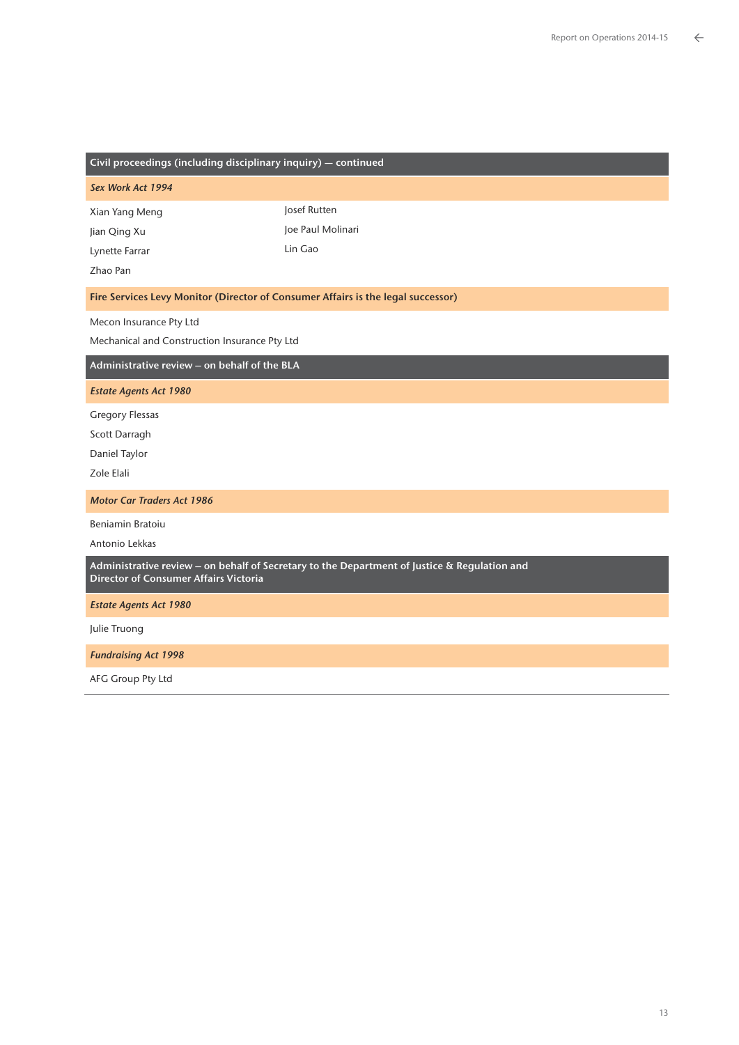## Civil proceedings (including disciplinary inquiry) — continued

### *Sex Work Act 1994*

Xian Yang Meng

Jian Qing Xu

Lynette Farrar

Zhao Pan

Josef Rutten

Joe Paul Molinari

Lin Gao

### Fire Services Levy Monitor (Director of Consumer Affairs is the legal successor)

Mecon Insurance Pty Ltd

Mechanical and Construction Insurance Pty Ltd

## Administrative review – on behalf of the BLA

### *Estate Agents Act 1980*

Gregory Flessas

Scott Darragh

Daniel Taylor

Zole Elali

### *Motor Car Traders Act 1986*

Beniamin Bratoiu

Antonio Lekkas

## Administrative review – on behalf of Secretary to the Department of Justice & Regulation and Director of Consumer Affairs Victoria

### *Estate Agents Act 1980*

Julie Truong

### *Fundraising Act 1998*

AFG Group Pty Ltd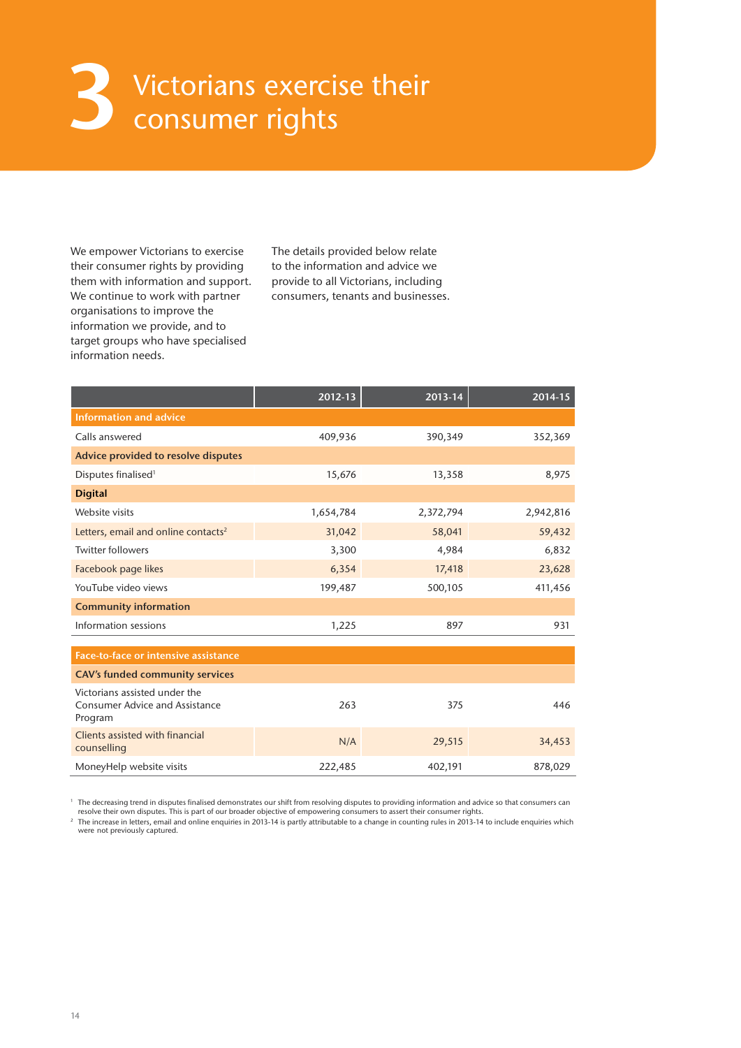# 3 Victorians exercise their consumer rights

We empower Victorians to exercise their consumer rights by providing them with information and support. We continue to work with partner organisations to improve the information we provide, and to target groups who have specialised information needs.

The details provided below relate to the information and advice we provide to all Victorians, including consumers, tenants and businesses.

| | 2012-13 | 2013-14 | 2014-15 |
|---|---|---|---|
| **Information and advice** | | | |
| Calls answered | 409,936 | 390,349 | 352,369 |
| **Advice provided to resolve disputes** | | | |
| Disputes finalised[1] | 15,676 | 13,358 | 8,975 |
| **Digital** | | | |
| Website visits | 1,654,784 | 2,372,794 | 2,942,816 |
| Letters, email and online contacts[2] | 31,042 | 58,041 | 59,432 |
| Twitter followers | 3,300 | 4,984 | 6,832 |
| Facebook page likes | 6,354 | 17,418 | 23,628 |
| YouTube video views | 199,487 | 500,105 | 411,456 |
| **Community information** | | | |
| Information sessions | 1,225 | 897 | 931 |
| **Face-to-face or intensive assistance** | | | |
| **CAV's funded community services** | | | |
| Victorians assisted under the Consumer Advice and Assistance Program | 263 | 375 | 446 |
| Clients assisted with financial counselling | N/A | 29,515 | 34,453 |
| MoneyHelp website visits | 222,485 | 402,191 | 878,029 |

[1] The decreasing trend in disputes finalised demonstrates our shift from resolving disputes to providing information and advice so that consumers can resolve their own disputes. This is part of our broader objective of empowering consumers to assert their consumer rights.

[2] The increase in letters, email and online enquiries in 2013-14 is partly attributable to a change in counting rules in 2013-14 to include enquiries which were not previously captured.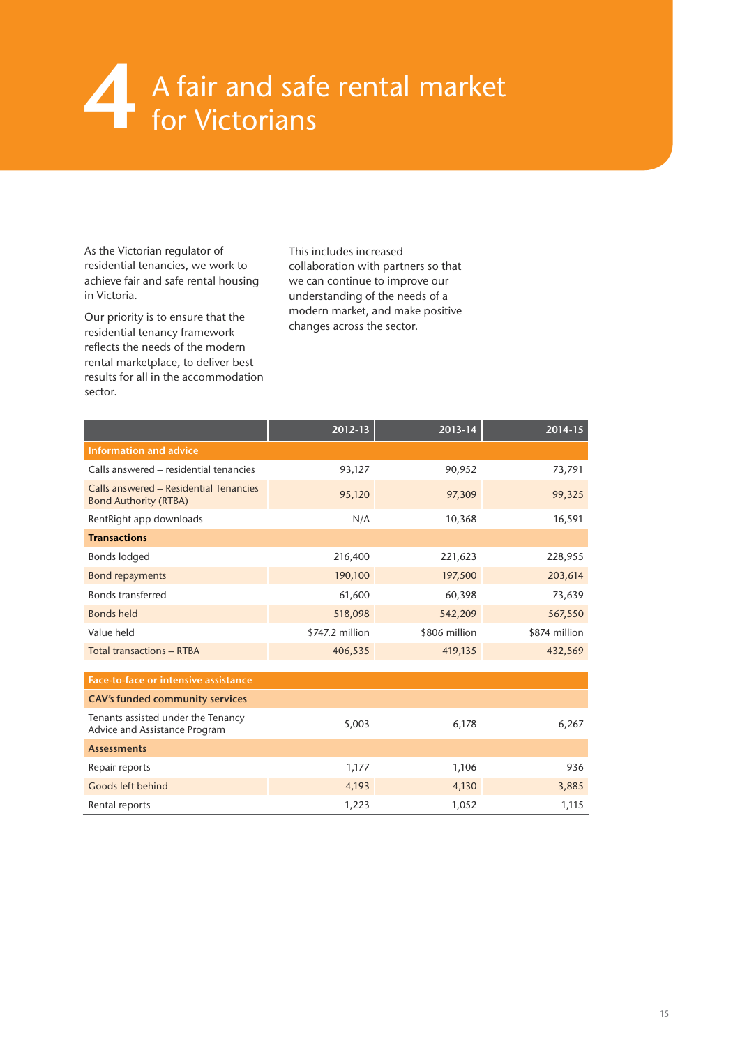# 4 A fair and safe rental market for Victorians

As the Victorian regulator of residential tenancies, we work to achieve fair and safe rental housing in Victoria.

Our priority is to ensure that the residential tenancy framework reflects the needs of the modern rental marketplace, to deliver best results for all in the accommodation sector.

This includes increased collaboration with partners so that we can continue to improve our understanding of the needs of a modern market, and make positive changes across the sector.

| | 2012-13 | 2013-14 | 2014-15 |
|---|---|---|---|
| **Information and advice** | | | |
| Calls answered – residential tenancies | 93,127 | 90,952 | 73,791 |
| Calls answered – Residential Tenancies Bond Authority (RTBA) | 95,120 | 97,309 | 99,325 |
| RentRight app downloads | N/A | 10,368 | 16,591 |
| **Transactions** | | | |
| Bonds lodged | 216,400 | 221,623 | 228,955 |
| Bond repayments | 190,100 | 197,500 | 203,614 |
| Bonds transferred | 61,600 | 60,398 | 73,639 |
| Bonds held | 518,098 | 542,209 | 567,550 |
| Value held | $747.2 million | $806 million | $874 million |
| Total transactions – RTBA | 406,535 | 419,135 | 432,569 |
| **Face-to-face or intensive assistance** | | | |
| **CAV's funded community services** | | | |
| Tenants assisted under the Tenancy Advice and Assistance Program | 5,003 | 6,178 | 6,267 |
| **Assessments** | | | |
| Repair reports | 1,177 | 1,106 | 936 |
| Goods left behind | 4,193 | 4,130 | 3,885 |
| Rental reports | 1,223 | 1,052 | 1,115 |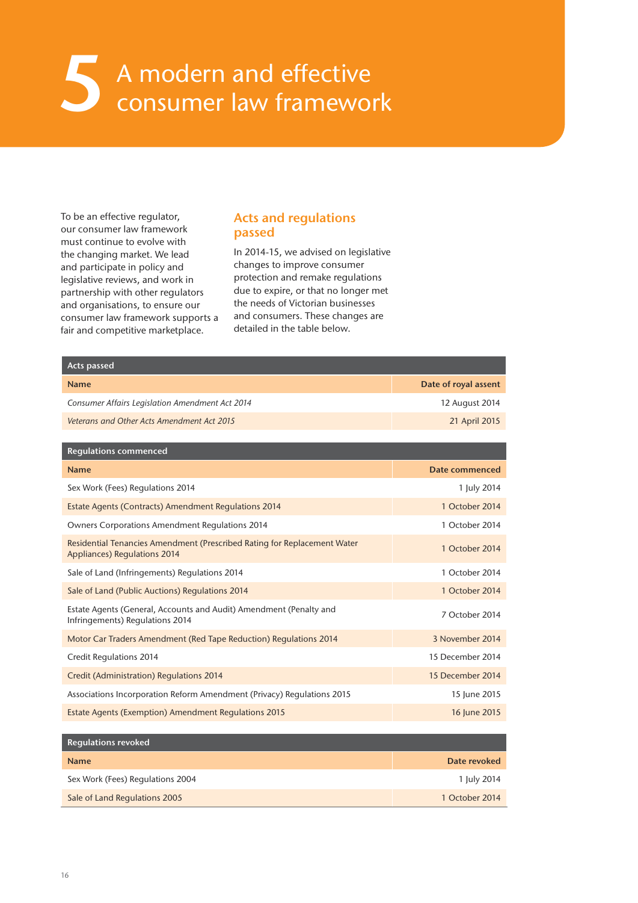# 5 A modern and effective consumer law framework

To be an effective regulator, our consumer law framework must continue to evolve with the changing market. We lead and participate in policy and legislative reviews, and work in partnership with other regulators and organisations, to ensure our consumer law framework supports a fair and competitive marketplace.

## Acts and regulations passed

In 2014-15, we advised on legislative changes to improve consumer protection and remake regulations due to expire, or that no longer met the needs of Victorian businesses and consumers. These changes are detailed in the table below.

| Acts passed | |
|---|---|
| **Name** | **Date of royal assent** |
| *Consumer Affairs Legislation Amendment Act 2014* | 12 August 2014 |
| *Veterans and Other Acts Amendment Act 2015* | 21 April 2015 |

| Regulations commenced | |
|---|---|
| **Name** | **Date commenced** |
| Sex Work (Fees) Regulations 2014 | 1 July 2014 |
| Estate Agents (Contracts) Amendment Regulations 2014 | 1 October 2014 |
| Owners Corporations Amendment Regulations 2014 | 1 October 2014 |
| Residential Tenancies Amendment (Prescribed Rating for Replacement Water Appliances) Regulations 2014 | 1 October 2014 |
| Sale of Land (Infringements) Regulations 2014 | 1 October 2014 |
| Sale of Land (Public Auctions) Regulations 2014 | 1 October 2014 |
| Estate Agents (General, Accounts and Audit) Amendment (Penalty and Infringements) Regulations 2014 | 7 October 2014 |
| Motor Car Traders Amendment (Red Tape Reduction) Regulations 2014 | 3 November 2014 |
| Credit Regulations 2014 | 15 December 2014 |
| Credit (Administration) Regulations 2014 | 15 December 2014 |
| Associations Incorporation Reform Amendment (Privacy) Regulations 2015 | 15 June 2015 |
| Estate Agents (Exemption) Amendment Regulations 2015 | 16 June 2015 |

| Regulations revoked | |
|---|---|
| **Name** | **Date revoked** |
| Sex Work (Fees) Regulations 2004 | 1 July 2014 |
| Sale of Land Regulations 2005 | 1 October 2014 |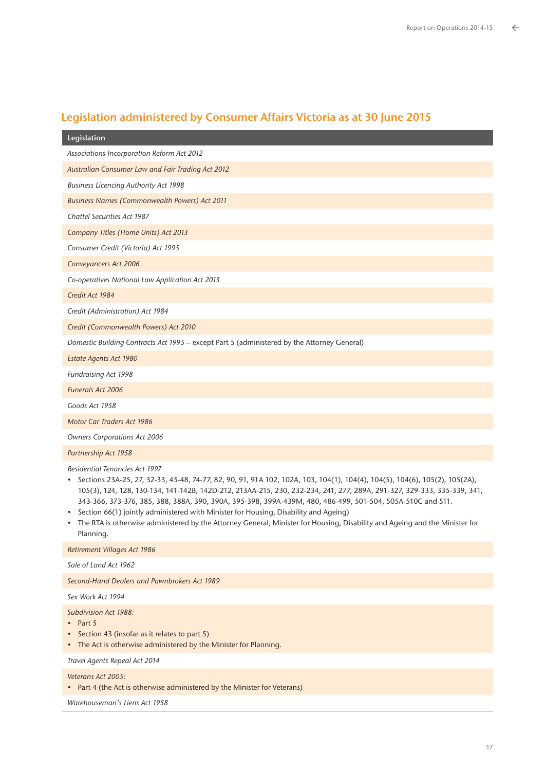## Legislation administered by Consumer Affairs Victoria as at 30 June 2015

| Legislation |
| --- |
| *Associations Incorporation Reform Act 2012* |
| *Australian Consumer Law and Fair Trading Act 2012* |
| *Business Licencing Authority Act 1998* |
| *Business Names (Commonwealth Powers) Act 2011* |
| *Chattel Securities Act 1987* |
| *Company Titles (Home Units) Act 2013* |
| *Consumer Credit (Victoria) Act 1995* |
| *Conveyancers Act 2006* |
| *Co-operatives National Law Application Act 2013* |
| *Credit Act 1984* |
| *Credit (Administration) Act 1984* |
| *Credit (Commonwealth Powers) Act 2010* |
| *Domestic Building Contracts Act 1995* – except Part 5 (administered by the Attorney General) |
| *Estate Agents Act 1980* |
| *Fundraising Act 1998* |
| *Funerals Act 2006* |
| *Goods Act 1958* |
| *Motor Car Traders Act 1986* |
| *Owners Corporations Act 2006* |
| *Partnership Act 1958* |
| *Residential Tenancies Act 1997*<br>• Sections 23A-25, 27, 32-33, 45-48, 74-77, 82, 90, 91, 91A 102, 102A, 103, 104(1), 104(4), 104(5), 104(6), 105(2), 105(2A), 105(3), 124, 128, 130-134, 141-142B, 142D-212, 213AA-215, 230, 232-234, 241, 277, 289A, 291-327, 329-333, 335-339, 341, 343-366, 373-376, 385, 388, 388A, 390, 390A, 395-398, 399A-439M, 480, 486-499, 501-504, 505A-510C and 511.<br>• Section 66(1) jointly administered with Minister for Housing, Disability and Ageing)<br>• The RTA is otherwise administered by the Attorney General, Minister for Housing, Disability and Ageing and the Minister for Planning. |
| *Retirement Villages Act 1986* |
| *Sale of Land Act 1962* |
| *Second-Hand Dealers and Pawnbrokers Act 1989* |
| *Sex Work Act 1994* |
| *Subdivision Act 1988:*<br>• Part 5<br>• Section 43 (insofar as it relates to part 5)<br>• The Act is otherwise administered by the Minister for Planning. |
| *Travel Agents Repeal Act 2014* |
| *Veterans Act 2005*:<br>• Part 4 (the Act is otherwise administered by the Minister for Veterans) |
| *Warehouseman's Liens Act 1958* |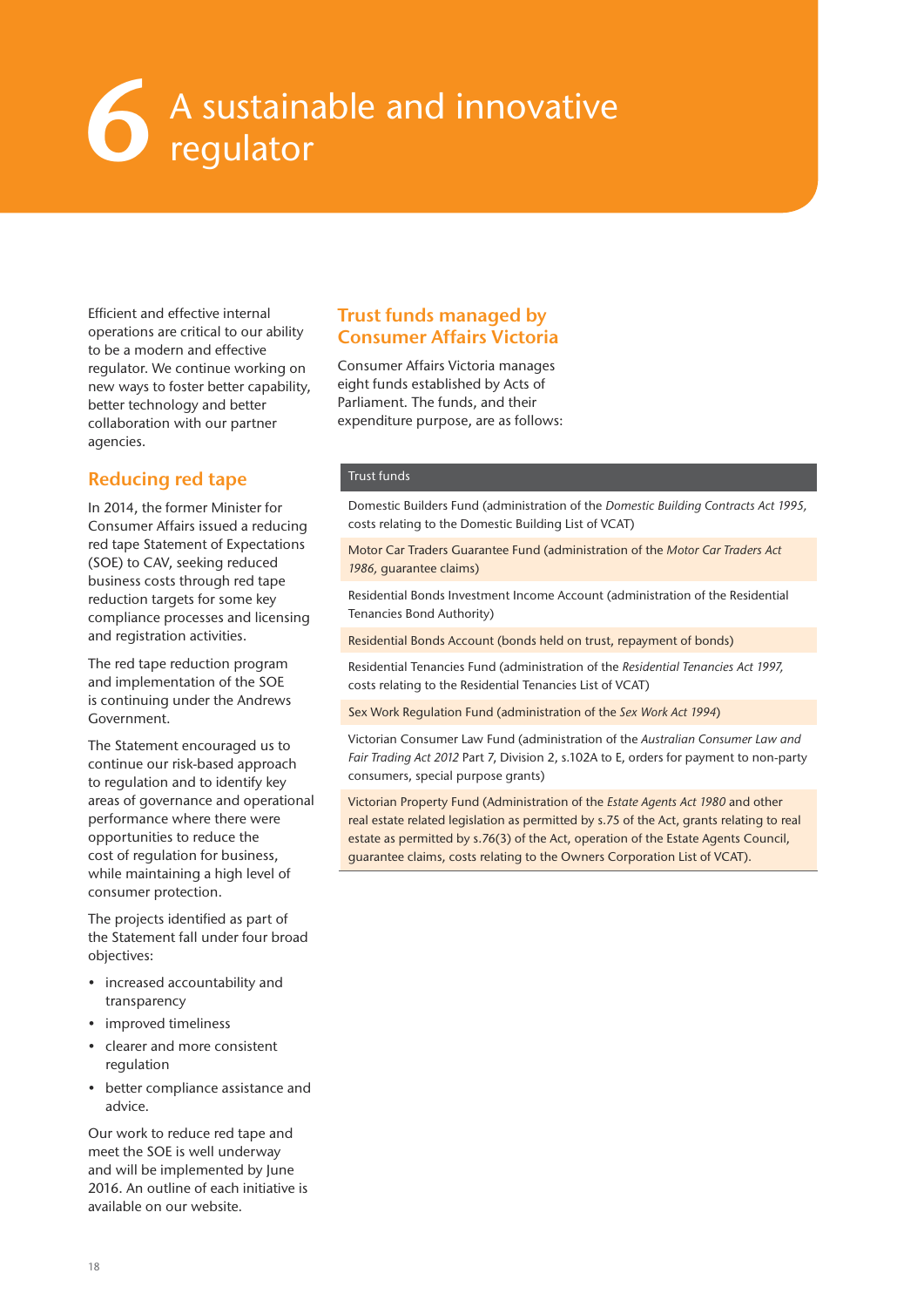# 6 A sustainable and innovative regulator

Efficient and effective internal operations are critical to our ability to be a modern and effective regulator. We continue working on new ways to foster better capability, better technology and better collaboration with our partner agencies.

## Reducing red tape

In 2014, the former Minister for Consumer Affairs issued a reducing red tape Statement of Expectations (SOE) to CAV, seeking reduced business costs through red tape reduction targets for some key compliance processes and licensing and registration activities.

The red tape reduction program and implementation of the SOE is continuing under the Andrews Government.

The Statement encouraged us to continue our risk-based approach to regulation and to identify key areas of governance and operational performance where there were opportunities to reduce the cost of regulation for business, while maintaining a high level of consumer protection.

The projects identified as part of the Statement fall under four broad objectives:

- increased accountability and transparency
- improved timeliness
- clearer and more consistent regulation
- better compliance assistance and advice.

Our work to reduce red tape and meet the SOE is well underway and will be implemented by June 2016. An outline of each initiative is available on our website.

## Trust funds managed by Consumer Affairs Victoria

Consumer Affairs Victoria manages eight funds established by Acts of Parliament. The funds, and their expenditure purpose, are as follows:

| Trust funds |
|---|
| Domestic Builders Fund (administration of the *Domestic Building Contracts Act 1995*, costs relating to the Domestic Building List of VCAT) |
| Motor Car Traders Guarantee Fund (administration of the *Motor Car Traders Act 1986*, guarantee claims) |
| Residential Bonds Investment Income Account (administration of the Residential Tenancies Bond Authority) |
| Residential Bonds Account (bonds held on trust, repayment of bonds) |
| Residential Tenancies Fund (administration of the *Residential Tenancies Act 1997*, costs relating to the Residential Tenancies List of VCAT) |
| Sex Work Regulation Fund (administration of the *Sex Work Act 1994*) |
| Victorian Consumer Law Fund (administration of the *Australian Consumer Law and Fair Trading Act 2012* Part 7, Division 2, s.102A to E, orders for payment to non-party consumers, special purpose grants) |
| Victorian Property Fund (Administration of the *Estate Agents Act 1980* and other real estate related legislation as permitted by s.75 of the Act, grants relating to real estate as permitted by s.76(3) of the Act, operation of the Estate Agents Council, guarantee claims, costs relating to the Owners Corporation List of VCAT). |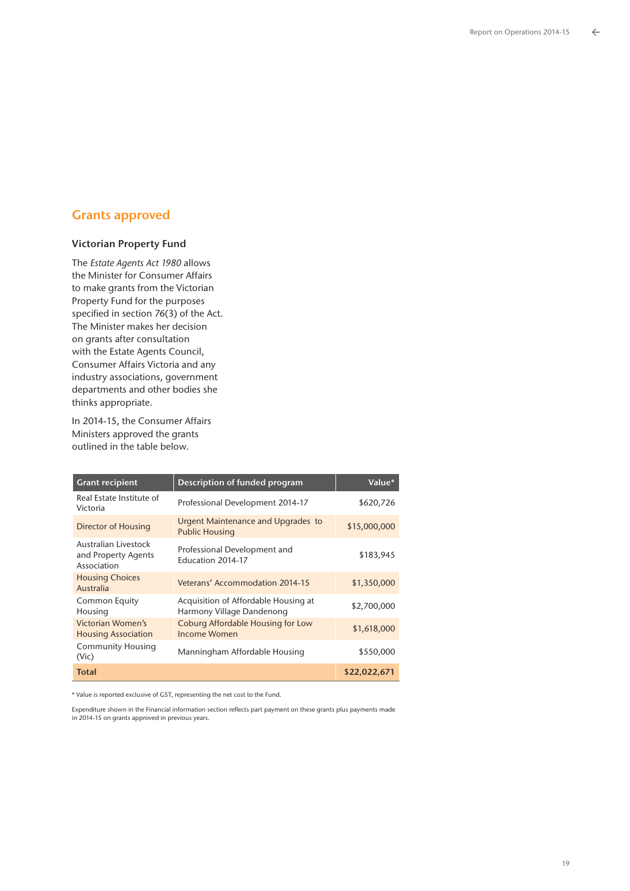## Grants approved

### Victorian Property Fund

The *Estate Agents Act 1980* allows the Minister for Consumer Affairs to make grants from the Victorian Property Fund for the purposes specified in section 76(3) of the Act. The Minister makes her decision on grants after consultation with the Estate Agents Council, Consumer Affairs Victoria and any industry associations, government departments and other bodies she thinks appropriate.

In 2014-15, the Consumer Affairs Ministers approved the grants outlined in the table below.

| Grant recipient | Description of funded program | Value* |
|---|---|---:|
| Real Estate Institute of Victoria | Professional Development 2014-17 | $620,726 |
| Director of Housing | Urgent Maintenance and Upgrades to Public Housing | $15,000,000 |
| Australian Livestock and Property Agents Association | Professional Development and Education 2014-17 | $183,945 |
| Housing Choices Australia | Veterans' Accommodation 2014-15 | $1,350,000 |
| Common Equity Housing | Acquisition of Affordable Housing at Harmony Village Dandenong | $2,700,000 |
| Victorian Women's Housing Association | Coburg Affordable Housing for Low Income Women | $1,618,000 |
| Community Housing (Vic) | Manningham Affordable Housing | $550,000 |
| **Total** | | **$22,022,671** |

* Value is reported exclusive of GST, representing the net cost to the Fund.

Expenditure shown in the Financial information section reflects part payment on these grants plus payments made in 2014-15 on grants approved in previous years.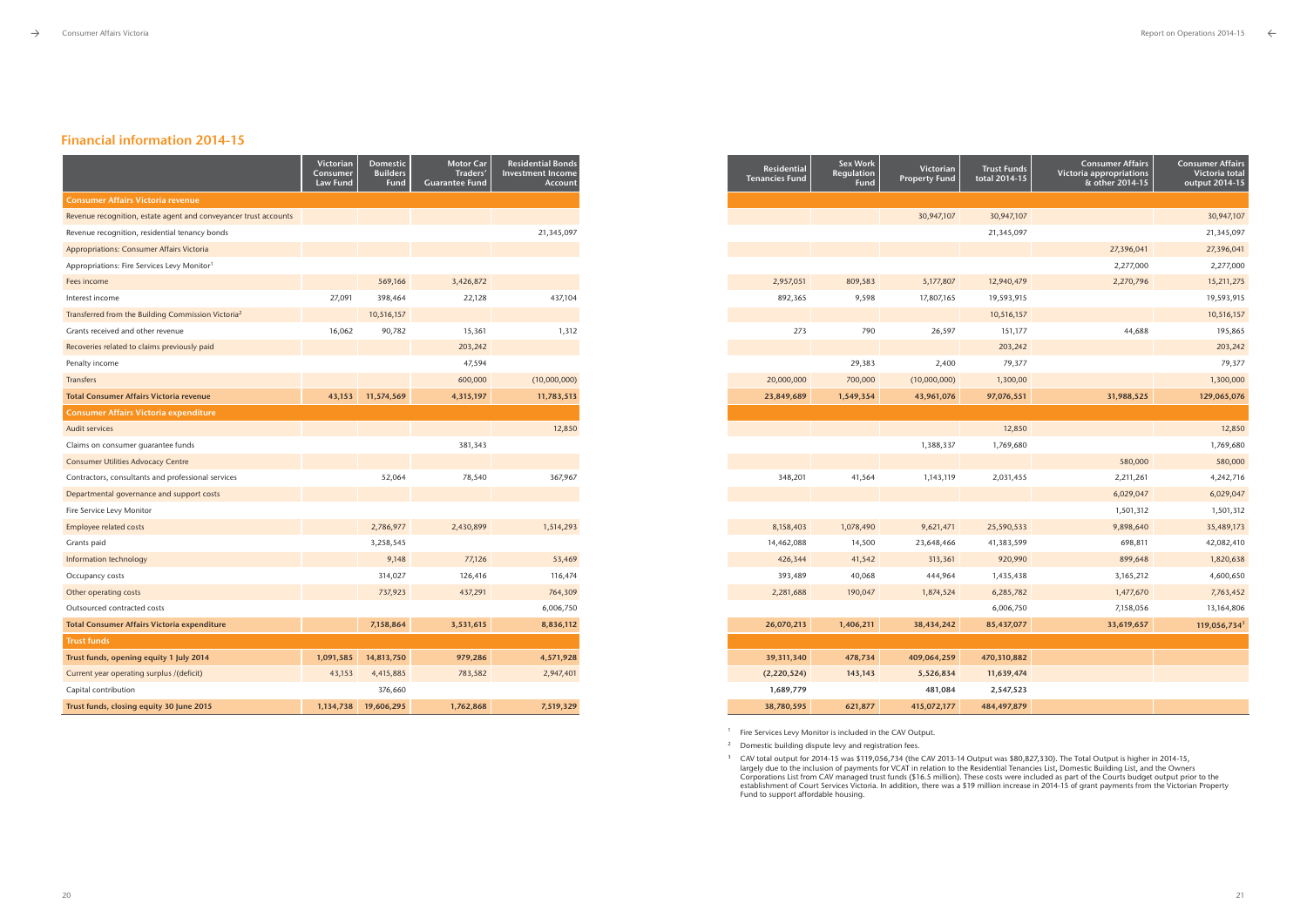## Financial information 2014-15

| | Victorian Consumer Law Fund | Domestic Builders Fund | Motor Car Traders' Guarantee Fund | Residential Bonds Investment Income Account | Residential Tenancies Fund | Sex Work Regulation Fund | Victorian Property Fund | Trust Funds total 2014-15 | Consumer Affairs Victoria appropriations & other 2014-15 | Consumer Affairs Victoria total output 2014-15 |
|---|---|---|---|---|---|---|---|---|---|---|
| **Consumer Affairs Victoria revenue** | | | | | | | | | | |
| Revenue recognition, estate agent and conveyancer trust accounts | | | | | | | 30,947,107 | 30,947,107 | | 30,947,107 |
| Revenue recognition, residential tenancy bonds | | | | 21,345,097 | | | | 21,345,097 | | 21,345,097 |
| Appropriations: Consumer Affairs Victoria | | | | | | | | | 27,396,041 | 27,396,041 |
| Appropriations: Fire Services Levy Monitor[1] | | | | | | | | | 2,277,000 | 2,277,000 |
| Fees income | | 569,166 | 3,426,872 | | 2,957,051 | 809,583 | 5,177,807 | 12,940,479 | 2,270,796 | 15,211,275 |
| Interest income | 27,091 | 398,464 | 22,128 | 437,104 | 892,365 | 9,598 | 17,807,165 | 19,593,915 | | 19,593,915 |
| Transferred from the Building Commission Victoria[2] | | 10,516,157 | | | | | | 10,516,157 | | 10,516,157 |
| Grants received and other revenue | 16,062 | 90,782 | 15,361 | 1,312 | 273 | 790 | 26,597 | 151,177 | 44,688 | 195,865 |
| Recoveries related to claims previously paid | | | 203,242 | | | | | 203,242 | | 203,242 |
| Penalty income | | | 47,594 | | | 29,383 | 2,400 | 79,377 | | 79,377 |
| Transfers | | | 600,000 | (10,000,000) | 20,000,000 | 700,000 | (10,000,000) | 1,300,00 | | 1,300,000 |
| **Total Consumer Affairs Victoria revenue** | **43,153** | **11,574,569** | **4,315,197** | **11,783,513** | **23,849,689** | **1,549,354** | **43,961,076** | **97,076,551** | **31,988,525** | **129,065,076** |
| **Consumer Affairs Victoria expenditure** | | | | | | | | | | |
| Audit services | | | | 12,850 | | | | 12,850 | | 12,850 |
| Claims on consumer guarantee funds | | | 381,343 | | | | 1,388,337 | 1,769,680 | | 1,769,680 |
| Consumer Utilities Advocacy Centre | | | | | | | | | 580,000 | 580,000 |
| Contractors, consultants and professional services | | 52,064 | 78,540 | 367,967 | 348,201 | 41,564 | 1,143,119 | 2,031,455 | 2,211,261 | 4,242,716 |
| Departmental governance and support costs | | | | | | | | | 6,029,047 | 6,029,047 |
| Fire Service Levy Monitor | | | | | | | | | 1,501,312 | 1,501,312 |
| Employee related costs | | 2,786,977 | 2,430,899 | 1,514,293 | 8,158,403 | 1,078,490 | 9,621,471 | 25,590,533 | 9,898,640 | 35,489,173 |
| Grants paid | | 3,258,545 | | | 14,462,088 | 14,500 | 23,648,466 | 41,383,599 | 698,811 | 42,082,410 |
| Information technology | | 9,148 | 77,126 | 53,469 | 426,344 | 41,542 | 313,361 | 920,990 | 899,648 | 1,820,638 |
| Occupancy costs | | 314,027 | 126,416 | 116,474 | 393,489 | 40,068 | 444,964 | 1,435,438 | 3,165,212 | 4,600,650 |
| Other operating costs | | 737,923 | 437,291 | 764,309 | 2,281,688 | 190,047 | 1,874,524 | 6,285,782 | 1,477,670 | 7,763,452 |
| Outsourced contracted costs | | | | 6,006,750 | | | | 6,006,750 | 7,158,056 | 13,164,806 |
| **Total Consumer Affairs Victoria expenditure** | | **7,158,864** | **3,531,615** | **8,836,112** | **26,070,213** | **1,406,211** | **38,434,242** | **85,437,077** | **33,619,657** | **119,056,734[3]** |
| **Trust funds** | | | | | | | | | | |
| **Trust funds, opening equity 1 July 2014** | **1,091,585** | **14,813,750** | **979,286** | **4,571,928** | **39,311,340** | **478,734** | **409,064,259** | **470,310,882** | | |
| Current year operating surplus /(deficit) | 43,153 | 4,415,885 | 783,582 | 2,947,401 | **(2,220,524)** | **143,143** | **5,526,834** | **11,639,474** | | |
| Capital contribution | | 376,660 | | | **1,689,779** | | **481,084** | **2,547,523** | | |
| **Trust funds, closing equity 30 June 2015** | **1,134,738** | **19,606,295** | **1,762,868** | **7,519,329** | **38,780,595** | **621,877** | **415,072,177** | **484,497,879** | | |

[1] Fire Services Levy Monitor is included in the CAV Output.

[2] Domestic building dispute levy and registration fees.

[3] CAV total output for 2014-15 was $119,056,734 (the CAV 2013-14 Output was $80,827,330). The Total Output is higher in 2014-15, largely due to the inclusion of payments for VCAT in relation to the Residential Tenancies List, Domestic Building List, and the Owners Corporations List from CAV managed trust funds ($16.5 million). These costs were included as part of the Courts budget output prior to the establishment of Court Services Victoria. In addition, there was a $19 million increase in 2014-15 of grant payments from the Victorian Property Fund to support affordable housing.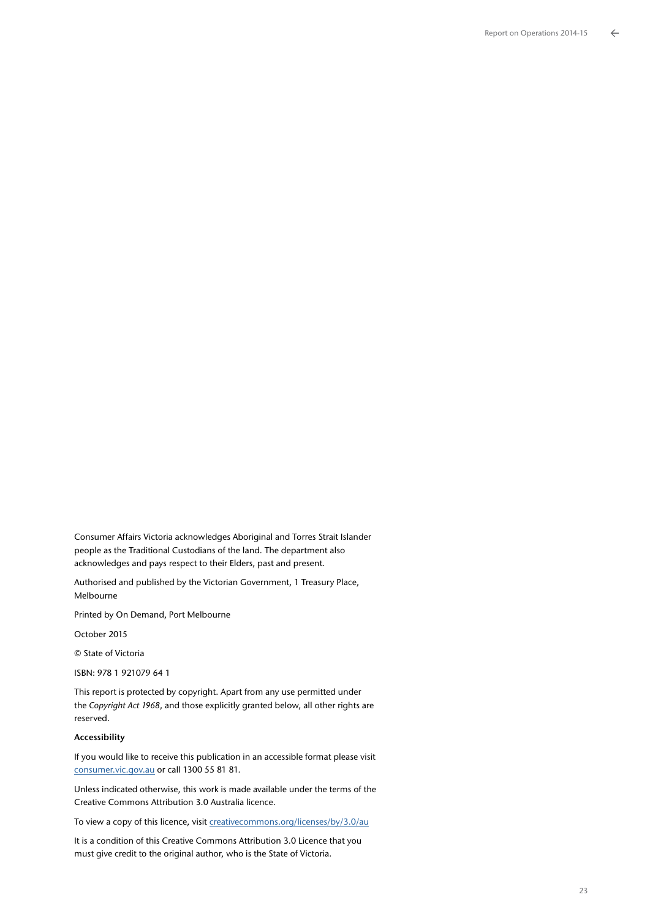Consumer Affairs Victoria acknowledges Aboriginal and Torres Strait Islander people as the Traditional Custodians of the land. The department also acknowledges and pays respect to their Elders, past and present.

Authorised and published by the Victorian Government, 1 Treasury Place, Melbourne

Printed by On Demand, Port Melbourne

October 2015

© State of Victoria

ISBN: 978 1 921079 64 1

This report is protected by copyright. Apart from any use permitted under the *Copyright Act 1968*, and those explicitly granted below, all other rights are reserved.

**Accessibility**

If you would like to receive this publication in an accessible format please visit consumer.vic.gov.au or call 1300 55 81 81.

Unless indicated otherwise, this work is made available under the terms of the Creative Commons Attribution 3.0 Australia licence.

To view a copy of this licence, visit creativecommons.org/licenses/by/3.0/au

It is a condition of this Creative Commons Attribution 3.0 Licence that you must give credit to the original author, who is the State of Victoria.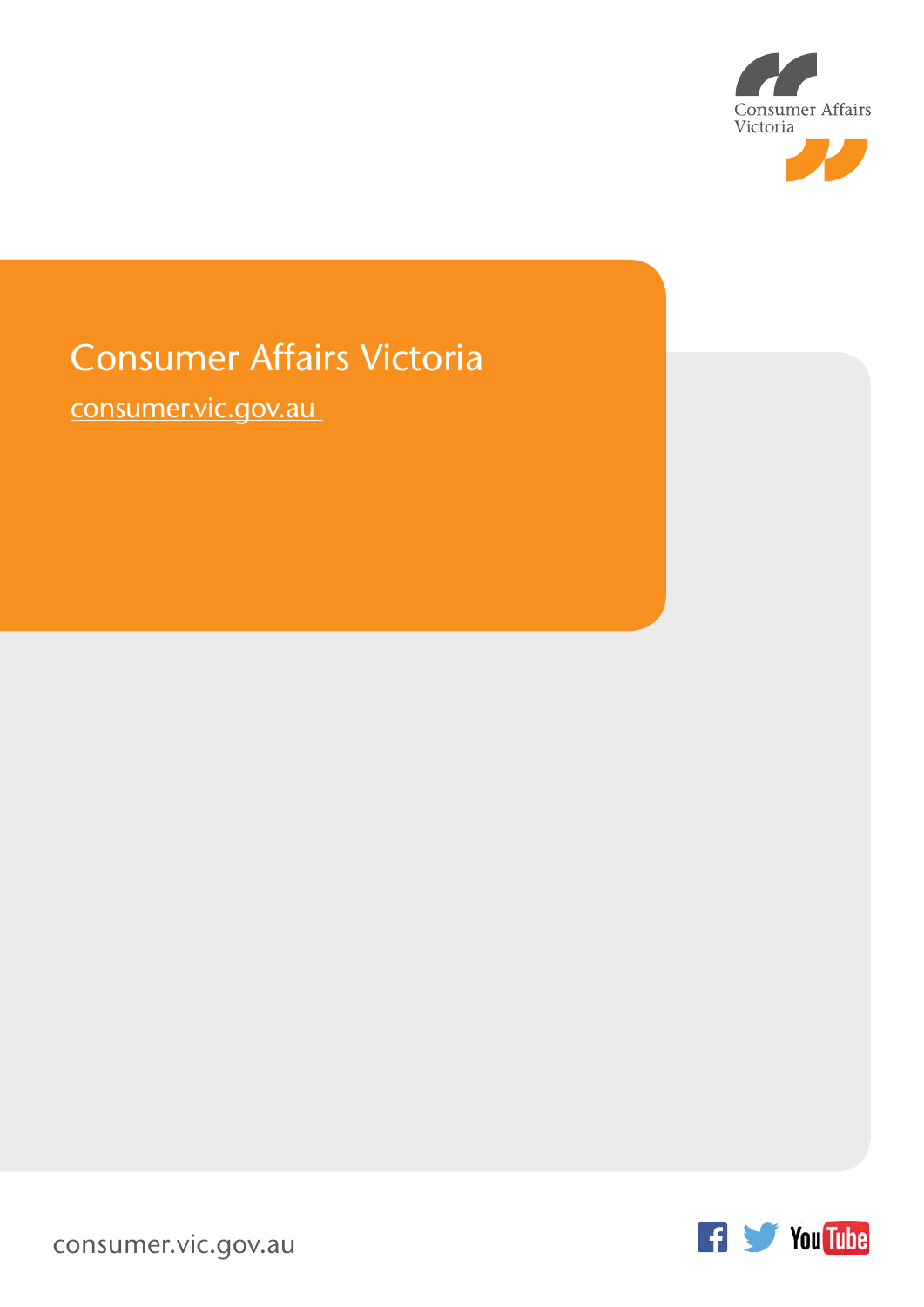Consumer Affairs Victoria

# Consumer Affairs Victoria

consumer.vic.gov.au

consumer.vic.gov.au